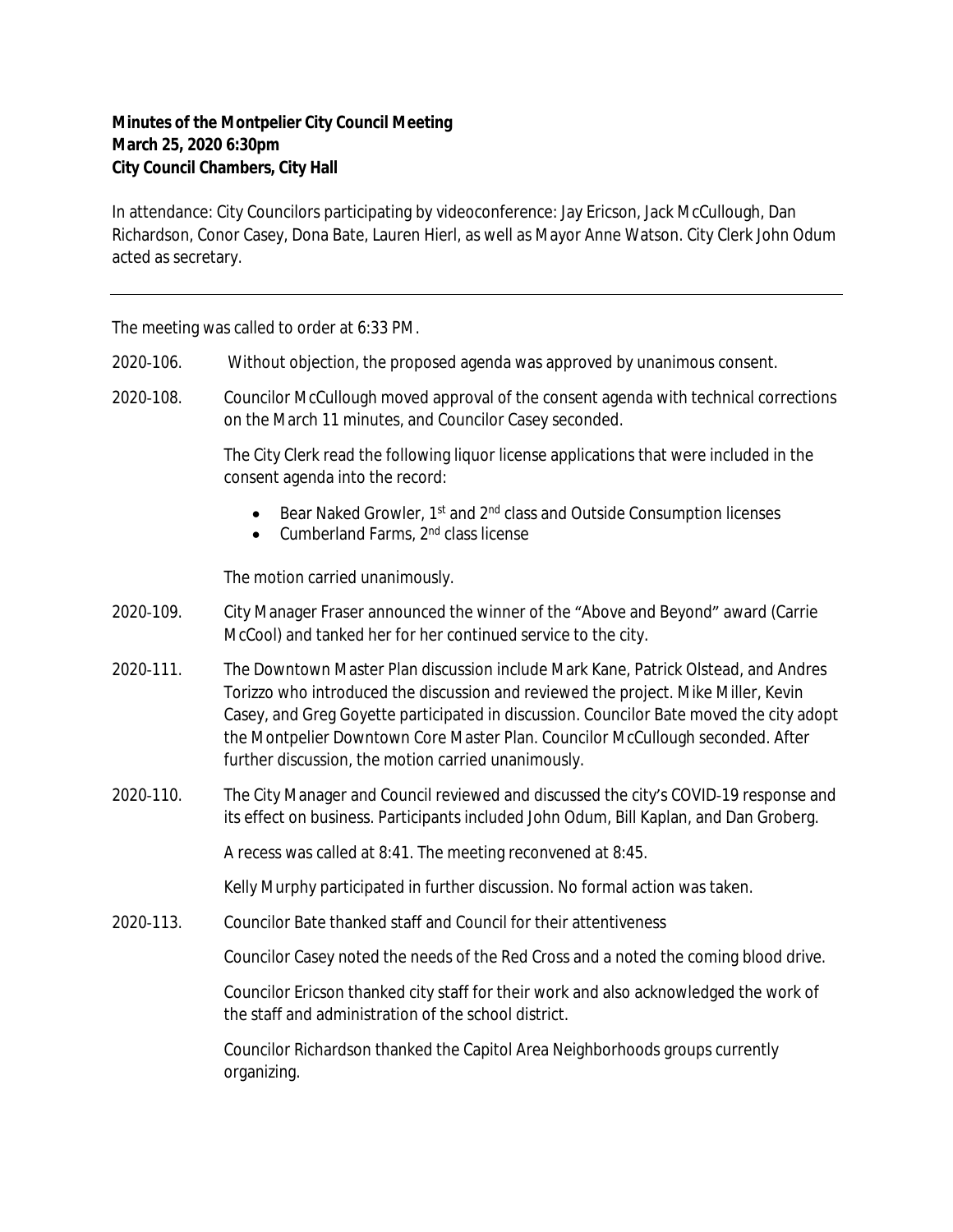**Minutes of the Montpelier City Council Meeting**
**March 25, 2020 6:30pm**
**City Council Chambers, City Hall**

In attendance: City Councilors participating by videoconference: Jay Ericson, Jack McCullough, Dan Richardson, Conor Casey, Dona Bate, Lauren Hierl, as well as Mayor Anne Watson. City Clerk John Odum acted as secretary.

---

The meeting was called to order at 6:33 PM.

2020-106. Without objection, the proposed agenda was approved by unanimous consent.

2020-108. Councilor McCullough moved approval of the consent agenda with technical corrections on the March 11 minutes, and Councilor Casey seconded.

The City Clerk read the following liquor license applications that were included in the consent agenda into the record:

- Bear Naked Growler, 1st and 2nd class and Outside Consumption licenses
- Cumberland Farms, 2nd class license

The motion carried unanimously.

2020-109. City Manager Fraser announced the winner of the "Above and Beyond" award (Carrie McCool) and tanked her for her continued service to the city.

2020-111. The Downtown Master Plan discussion include Mark Kane, Patrick Olstead, and Andres Torizzo who introduced the discussion and reviewed the project. Mike Miller, Kevin Casey, and Greg Goyette participated in discussion. Councilor Bate moved the city adopt the Montpelier Downtown Core Master Plan. Councilor McCullough seconded. After further discussion, the motion carried unanimously.

2020-110. The City Manager and Council reviewed and discussed the city's COVID-19 response and its effect on business. Participants included John Odum, Bill Kaplan, and Dan Groberg.

A recess was called at 8:41. The meeting reconvened at 8:45.

Kelly Murphy participated in further discussion. No formal action was taken.

2020-113. Councilor Bate thanked staff and Council for their attentiveness

Councilor Casey noted the needs of the Red Cross and a noted the coming blood drive.

Councilor Ericson thanked city staff for their work and also acknowledged the work of the staff and administration of the school district.

Councilor Richardson thanked the Capitol Area Neighborhoods groups currently organizing.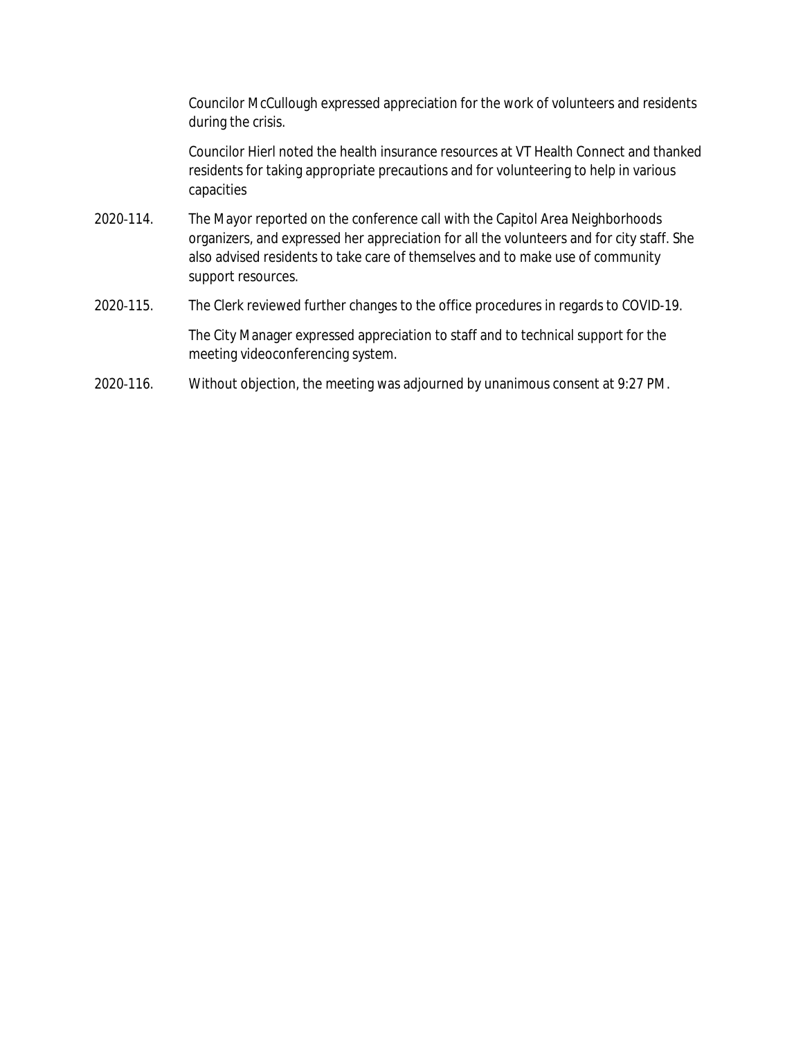Councilor McCullough expressed appreciation for the work of volunteers and residents during the crisis.

Councilor Hierl noted the health insurance resources at VT Health Connect and thanked residents for taking appropriate precautions and for volunteering to help in various capacities

2020-114. The Mayor reported on the conference call with the Capitol Area Neighborhoods organizers, and expressed her appreciation for all the volunteers and for city staff. She also advised residents to take care of themselves and to make use of community support resources.

2020-115. The Clerk reviewed further changes to the office procedures in regards to COVID-19.

The City Manager expressed appreciation to staff and to technical support for the meeting videoconferencing system.

2020-116. Without objection, the meeting was adjourned by unanimous consent at 9:27 PM.